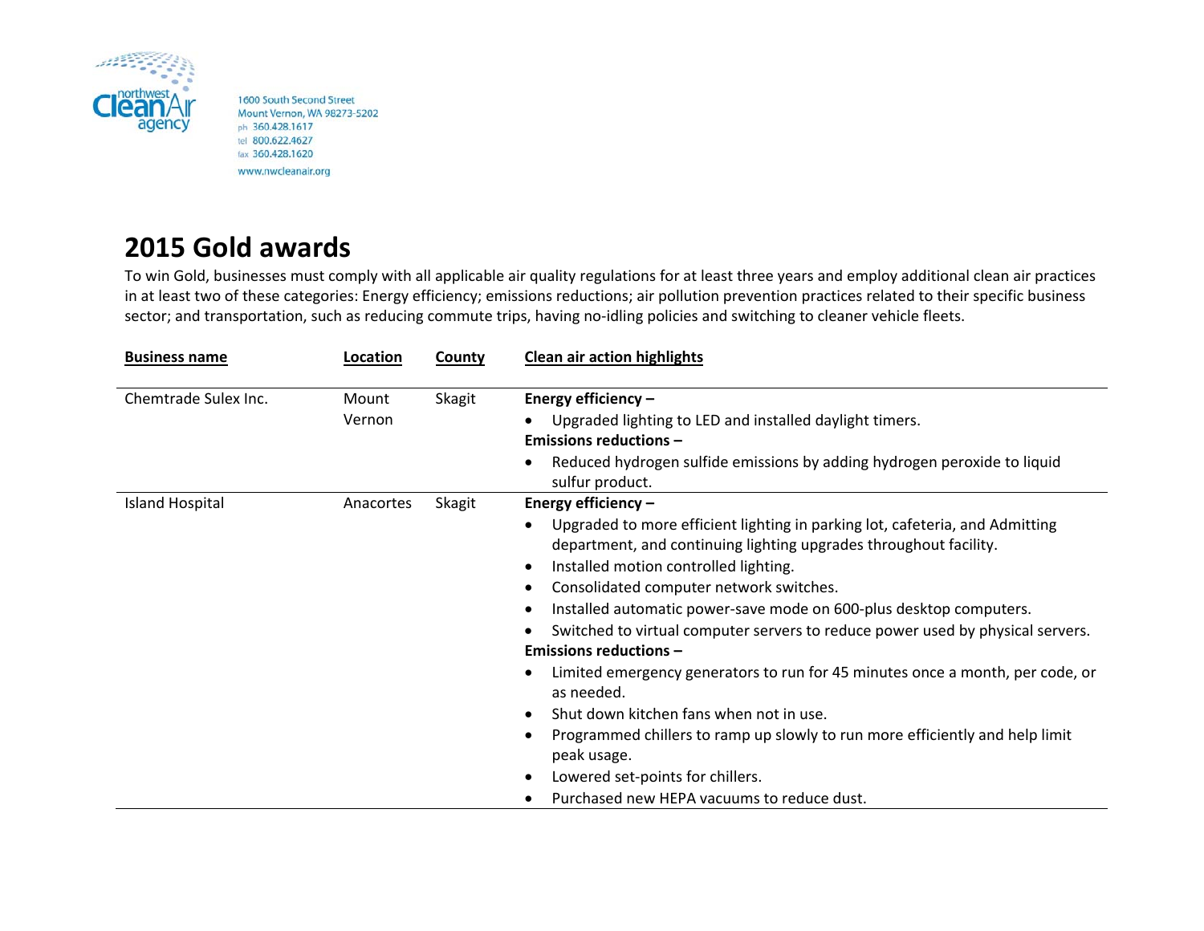northwest Clean Air agency

1600 South Second Street
Mount Vernon, WA 98273-5202
ph 360.428.1617
tel 800.622.4627
fax 360.428.1620
www.nwcleanair.org

# 2015 Gold awards

To win Gold, businesses must comply with all applicable air quality regulations for at least three years and employ additional clean air practices in at least two of these categories: Energy efficiency; emissions reductions; air pollution prevention practices related to their specific business sector; and transportation, such as reducing commute trips, having no-idling policies and switching to cleaner vehicle fleets.

| Business name | Location | County | Clean air action highlights |
|---|---|---|---|
| Chemtrade Sulex Inc. | Mount Vernon | Skagit | **Energy efficiency –**<br>• Upgraded lighting to LED and installed daylight timers.<br>**Emissions reductions –**<br>• Reduced hydrogen sulfide emissions by adding hydrogen peroxide to liquid sulfur product. |
| Island Hospital | Anacortes | Skagit | **Energy efficiency –**<br>• Upgraded to more efficient lighting in parking lot, cafeteria, and Admitting department, and continuing lighting upgrades throughout facility.<br>• Installed motion controlled lighting.<br>• Consolidated computer network switches.<br>• Installed automatic power-save mode on 600-plus desktop computers.<br>• Switched to virtual computer servers to reduce power used by physical servers.<br>**Emissions reductions –**<br>• Limited emergency generators to run for 45 minutes once a month, per code, or as needed.<br>• Shut down kitchen fans when not in use.<br>• Programmed chillers to ramp up slowly to run more efficiently and help limit peak usage.<br>• Lowered set-points for chillers.<br>• Purchased new HEPA vacuums to reduce dust. |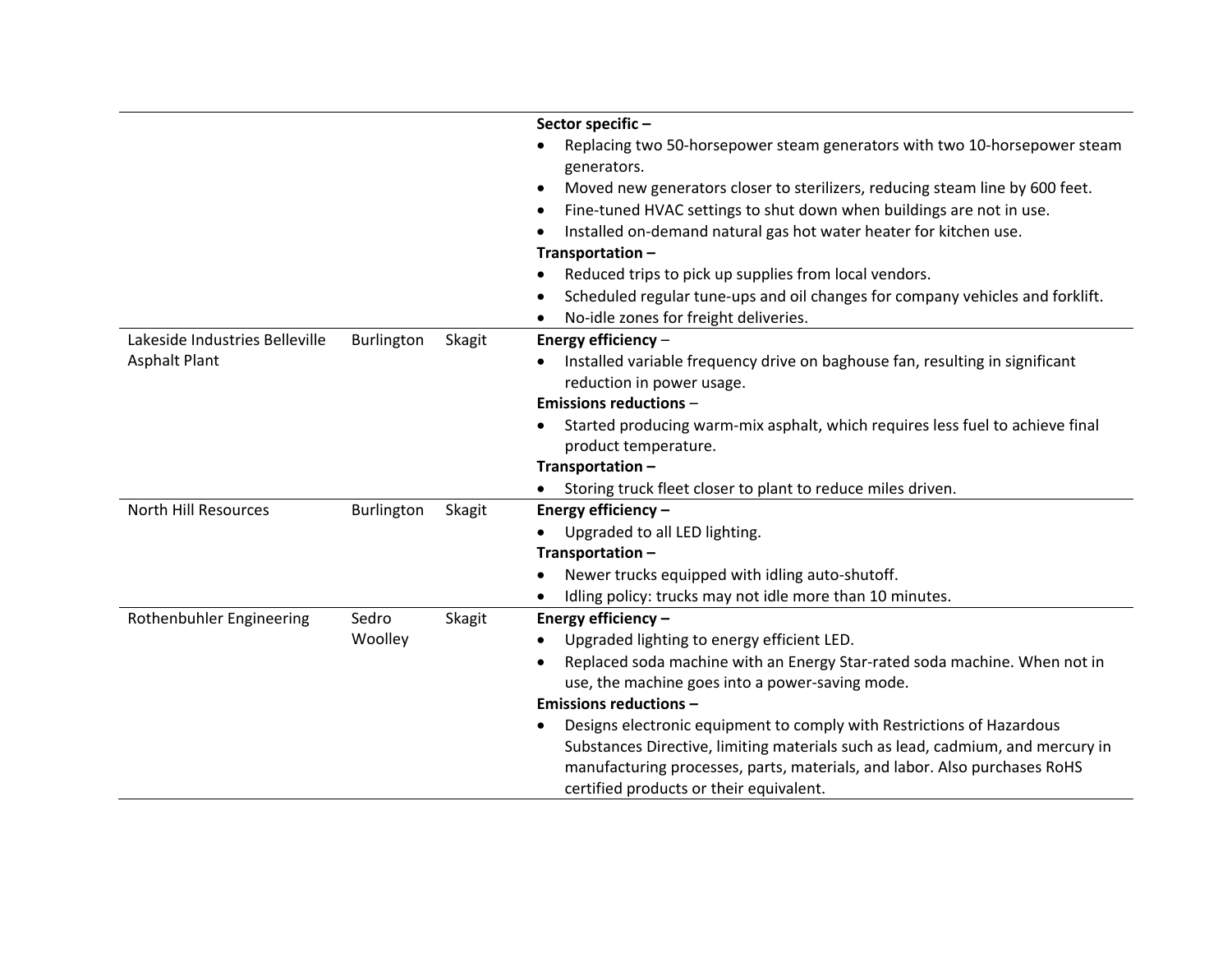| | | | |
|---|---|---|---|
| | | | **Sector specific –**<br>• Replacing two 50-horsepower steam generators with two 10-horsepower steam generators.<br>• Moved new generators closer to sterilizers, reducing steam line by 600 feet.<br>• Fine-tuned HVAC settings to shut down when buildings are not in use.<br>• Installed on-demand natural gas hot water heater for kitchen use.<br>**Transportation –**<br>• Reduced trips to pick up supplies from local vendors.<br>• Scheduled regular tune-ups and oil changes for company vehicles and forklift.<br>• No-idle zones for freight deliveries. |
| Lakeside Industries Belleville Asphalt Plant | Burlington | Skagit | **Energy efficiency** –<br>• Installed variable frequency drive on baghouse fan, resulting in significant reduction in power usage.<br>**Emissions reductions** –<br>• Started producing warm-mix asphalt, which requires less fuel to achieve final product temperature.<br>**Transportation –**<br>• Storing truck fleet closer to plant to reduce miles driven. |
| North Hill Resources | Burlington | Skagit | **Energy efficiency –**<br>• Upgraded to all LED lighting.<br>**Transportation –**<br>• Newer trucks equipped with idling auto-shutoff.<br>• Idling policy: trucks may not idle more than 10 minutes. |
| Rothenbuhler Engineering | Sedro Woolley | Skagit | **Energy efficiency –**<br>• Upgraded lighting to energy efficient LED.<br>• Replaced soda machine with an Energy Star-rated soda machine. When not in use, the machine goes into a power-saving mode.<br>**Emissions reductions –**<br>• Designs electronic equipment to comply with Restrictions of Hazardous Substances Directive, limiting materials such as lead, cadmium, and mercury in manufacturing processes, parts, materials, and labor. Also purchases RoHS certified products or their equivalent. |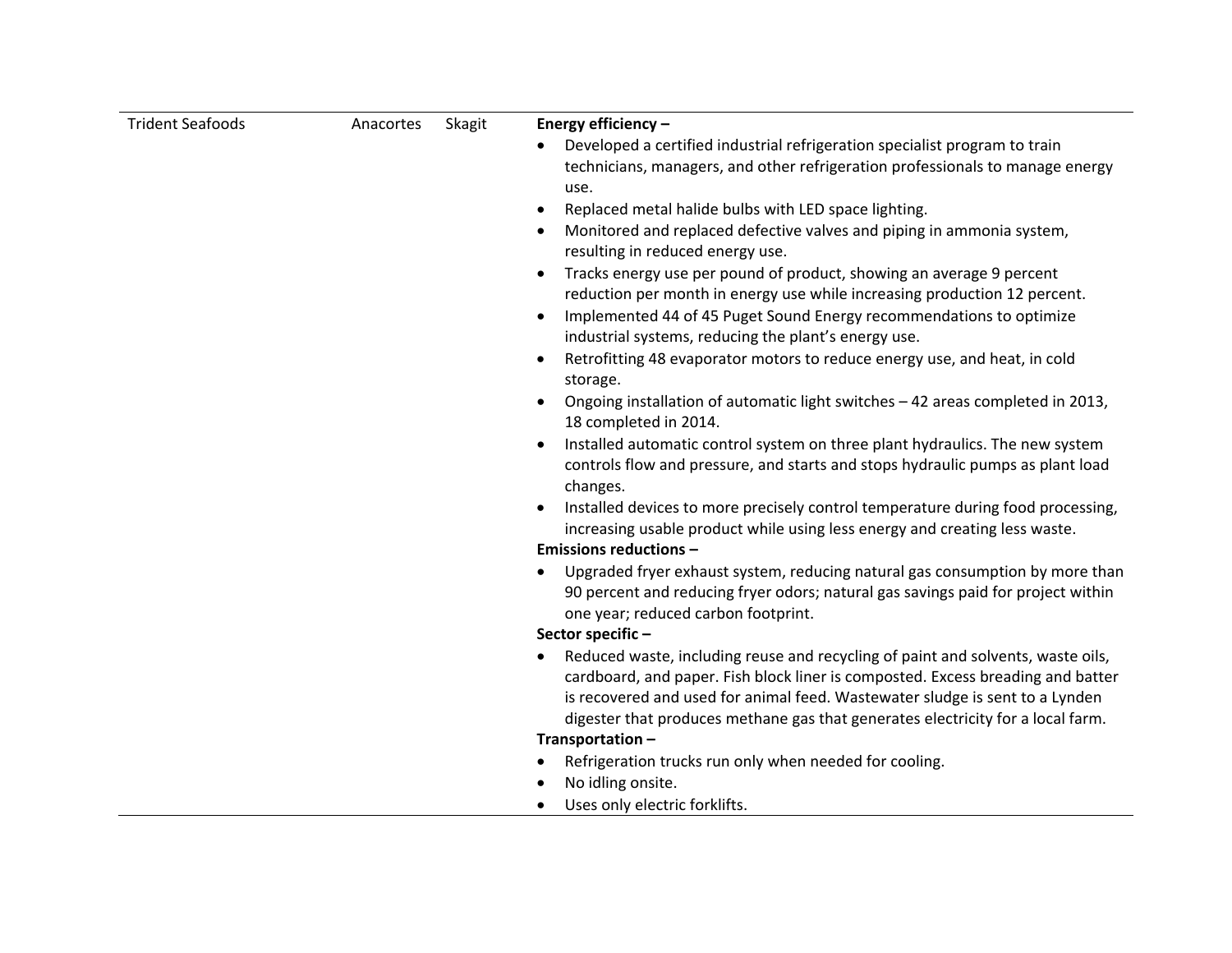| | | | |
|---|---|---|---|
| Trident Seafoods | Anacortes | Skagit | **Energy efficiency –**<br>• Developed a certified industrial refrigeration specialist program to train technicians, managers, and other refrigeration professionals to manage energy use.<br>• Replaced metal halide bulbs with LED space lighting.<br>• Monitored and replaced defective valves and piping in ammonia system, resulting in reduced energy use.<br>• Tracks energy use per pound of product, showing an average 9 percent reduction per month in energy use while increasing production 12 percent.<br>• Implemented 44 of 45 Puget Sound Energy recommendations to optimize industrial systems, reducing the plant's energy use.<br>• Retrofitting 48 evaporator motors to reduce energy use, and heat, in cold storage.<br>• Ongoing installation of automatic light switches – 42 areas completed in 2013, 18 completed in 2014.<br>• Installed automatic control system on three plant hydraulics. The new system controls flow and pressure, and starts and stops hydraulic pumps as plant load changes.<br>• Installed devices to more precisely control temperature during food processing, increasing usable product while using less energy and creating less waste.<br>**Emissions reductions –**<br>• Upgraded fryer exhaust system, reducing natural gas consumption by more than 90 percent and reducing fryer odors; natural gas savings paid for project within one year; reduced carbon footprint.<br>**Sector specific –**<br>• Reduced waste, including reuse and recycling of paint and solvents, waste oils, cardboard, and paper. Fish block liner is composted. Excess breading and batter is recovered and used for animal feed. Wastewater sludge is sent to a Lynden digester that produces methane gas that generates electricity for a local farm.<br>**Transportation –**<br>• Refrigeration trucks run only when needed for cooling.<br>• No idling onsite.<br>• Uses only electric forklifts. |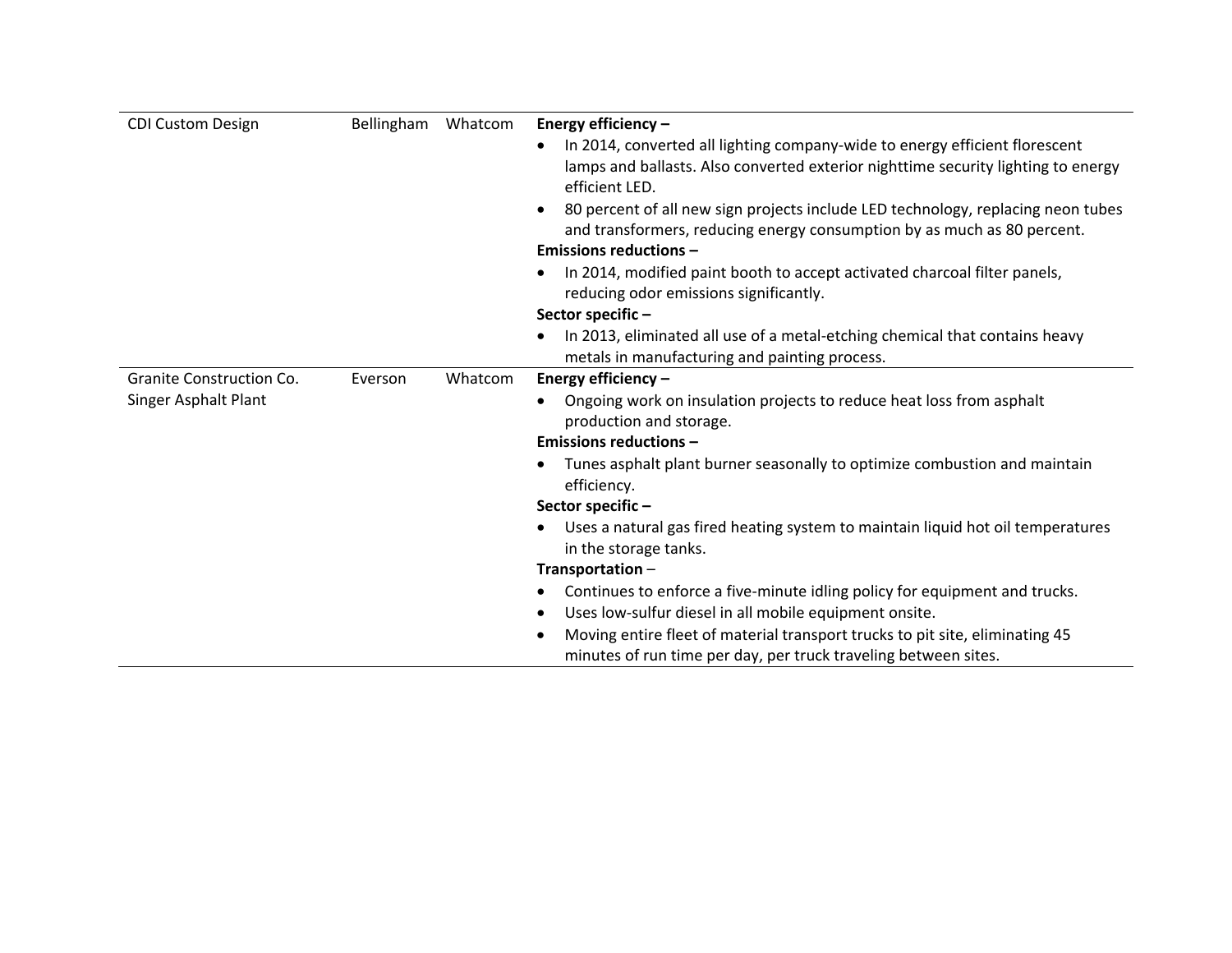| | | | |
|---|---|---|---|
| CDI Custom Design | Bellingham | Whatcom | **Energy efficiency –**<br>• In 2014, converted all lighting company-wide to energy efficient florescent lamps and ballasts. Also converted exterior nighttime security lighting to energy efficient LED.<br>• 80 percent of all new sign projects include LED technology, replacing neon tubes and transformers, reducing energy consumption by as much as 80 percent.<br>**Emissions reductions –**<br>• In 2014, modified paint booth to accept activated charcoal filter panels, reducing odor emissions significantly.<br>**Sector specific –**<br>• In 2013, eliminated all use of a metal-etching chemical that contains heavy metals in manufacturing and painting process. |
| Granite Construction Co.<br>Singer Asphalt Plant | Everson | Whatcom | **Energy efficiency –**<br>• Ongoing work on insulation projects to reduce heat loss from asphalt production and storage.<br>**Emissions reductions –**<br>• Tunes asphalt plant burner seasonally to optimize combustion and maintain efficiency.<br>**Sector specific –**<br>• Uses a natural gas fired heating system to maintain liquid hot oil temperatures in the storage tanks.<br>**Transportation** –<br>• Continues to enforce a five-minute idling policy for equipment and trucks.<br>• Uses low-sulfur diesel in all mobile equipment onsite.<br>• Moving entire fleet of material transport trucks to pit site, eliminating 45 minutes of run time per day, per truck traveling between sites. |